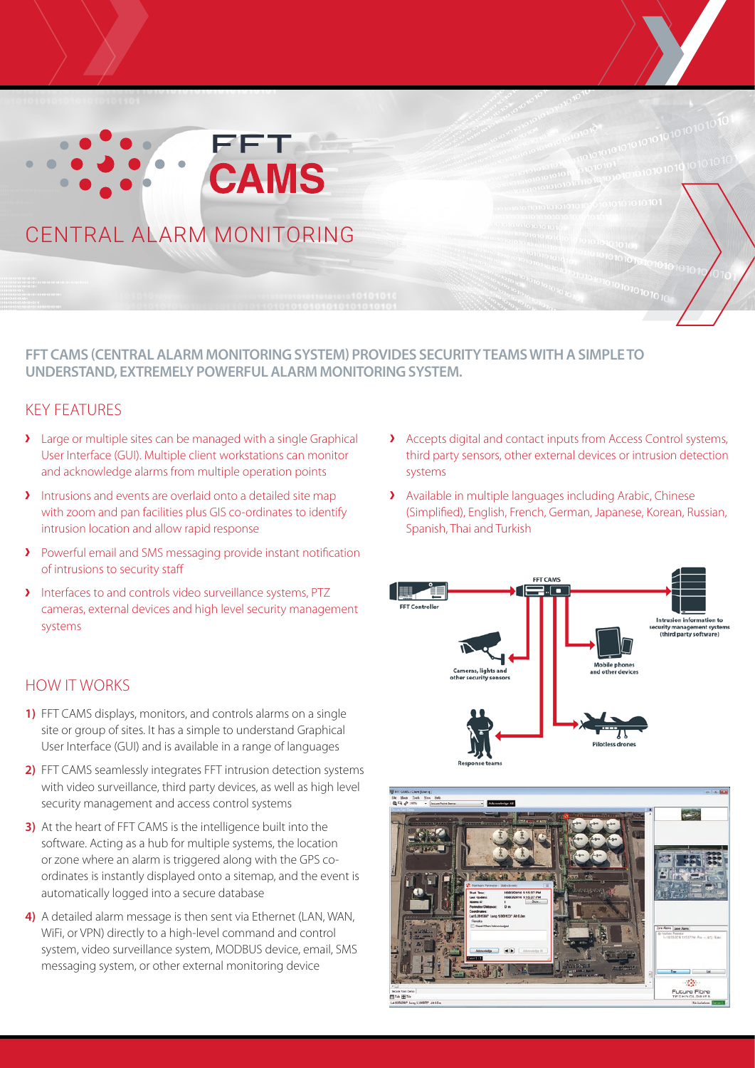# FFT CAMS

## CENTRAL ALARM MONITORING

**FFT CAMS (CENTRAL ALARM MONITORING SYSTEM) PROVIDES SECURITY TEAMS WITH A SIMPLE TO UNDERSTAND, EXTREMELY POWERFUL ALARM MONITORING SYSTEM.**

## KEY FEATURES

- Large or multiple sites can be managed with a single Graphical User Interface (GUI). Multiple client workstations can monitor and acknowledge alarms from multiple operation points
- Intrusions and events are overlaid onto a detailed site map with zoom and pan facilities plus GIS co-ordinates to identify intrusion location and allow rapid response
- Powerful email and SMS messaging provide instant notification of intrusions to security staff
- Interfaces to and controls video surveillance systems, PTZ cameras, external devices and high level security management systems
- Accepts digital and contact inputs from Access Control systems, third party sensors, other external devices or intrusion detection systems
- Available in multiple languages including Arabic, Chinese (Simplified), English, French, German, Japanese, Korean, Russian, Spanish, Thai and Turkish

## HOW IT WORKS

1) FFT CAMS displays, monitors, and controls alarms on a single site or group of sites. It has a simple to understand Graphical User Interface (GUI) and is available in a range of languages
2) FFT CAMS seamlessly integrates FFT intrusion detection systems with video surveillance, third party devices, as well as high level security management and access control systems
3) At the heart of FFT CAMS is the intelligence built into the software. Acting as a hub for multiple systems, the location or zone where an alarm is triggered along with the GPS co-ordinates is instantly displayed onto a sitemap, and the event is automatically logged into a secure database
4) A detailed alarm message is then sent via Ethernet (LAN, WAN, WiFi, or VPN) directly to a high-level command and control system, video surveillance system, MODBUS device, email, SMS messaging system, or other external monitoring device

FFT Controller · FFT CAMS · Intrusion information to security management systems (third party software) · Cameras, lights and other security sensors · Mobile phones and other devices · Response teams · Pilotless drones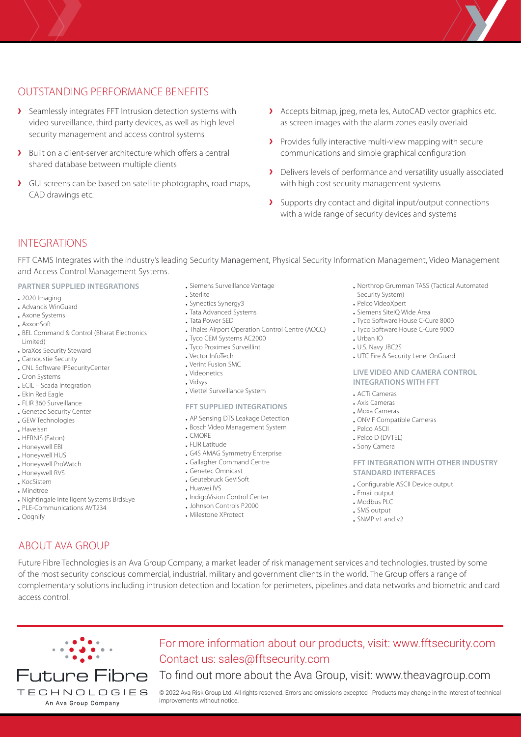## OUTSTANDING PERFORMANCE BENEFITS

- Seamlessly integrates FFT Intrusion detection systems with video surveillance, third party devices, as well as high level security management and access control systems
- Built on a client-server architecture which offers a central shared database between multiple clients
- GUI screens can be based on satellite photographs, road maps, CAD drawings etc.
- Accepts bitmap, jpeg, meta les, AutoCAD vector graphics etc. as screen images with the alarm zones easily overlaid
- Provides fully interactive multi-view mapping with secure communications and simple graphical configuration
- Delivers levels of performance and versatility usually associated with high cost security management systems
- Supports dry contact and digital input/output connections with a wide range of security devices and systems

## INTEGRATIONS

FFT CAMS Integrates with the industry's leading Security Management, Physical Security Information Management, Video Management and Access Control Management Systems.

### PARTNER SUPPLIED INTEGRATIONS

- 2020 Imaging
- Advancis WinGuard
- Axone Systems
- AxxonSoft
- BEL Command & Control (Bharat Electronics Limited)
- braXos Security Steward
- Carnoustie Security
- CNL Software IPSecurityCenter
- Cron Systems
- ECIL – Scada Integration
- Ekin Red Eagle
- FLIR 360 Surveillance
- Genetec Security Center
- GEW Technologies
- Havelsan
- HERNIS (Eaton)
- Honeywell EBI
- Honeywell HUS
- Honeywell ProWatch
- Honeywell RVS
- KocSistem
- Mindtree
- Nightingale Intelligent Systems BrdsEye
- PLE-Communications AVT234
- Qognify
- Siemens Surveillance Vantage
- Sterlite
- Synectics Synergy3
- Tata Advanced Systems
- Tata Power SED
- Thales Airport Operation Control Centre (AOCC)
- Tyco CEM Systems AC2000
- Tyco Proximex Surveillint
- Vector InfoTech
- Verint Fusion SMC
- Videonetics
- Vidsys
- Viettel Surveillance System
- Northrop Grumman TASS (Tactical Automated Security System)
- Pelco VideoXpert
- Siemens SiteIQ Wide Area
- Tyco Software House C-Cure 8000
- Tyco Software House C-Cure 9000
- Urban IO
- U.S. Navy JBC2S
- UTC Fire & Security Lenel OnGuard

### FFT SUPPLIED INTEGRATIONS

- AP Sensing DTS Leakage Detection
- Bosch Video Management System
- CMORE
- FLIR Latitude
- G4S AMAG Symmetry Enterprise
- Gallagher Command Centre
- Genetec Omnicast
- Geutebruck GeViSoft
- Huawei IVS
- IndigoVision Control Center
- Johnson Controls P2000
- Milestone XProtect

### LIVE VIDEO AND CAMERA CONTROL INTEGRATIONS WITH FFT

- ACTi Cameras
- Axis Cameras
- Moxa Cameras
- ONVIF Compatible Cameras
- Pelco ASCII
- Pelco D (DVTEL)
- Sony Camera

### FFT INTEGRATION WITH OTHER INDUSTRY STANDARD INTERFACES

- Configurable ASCII Device output
- Email output
- Modbus PLC
- SMS output
- SNMP v1 and v2

## ABOUT AVA GROUP

Future Fibre Technologies is an Ava Group Company, a market leader of risk management services and technologies, trusted by some of the most security conscious commercial, industrial, military and government clients in the world. The Group offers a range of complementary solutions including intrusion detection and location for perimeters, pipelines and data networks and biometric and card access control.

Future Fibre TECHNOLOGIES
An Ava Group Company

For more information about our products, visit: www.fftsecurity.com
Contact us: sales@fftsecurity.com

To find out more about the Ava Group, visit: www.theavagroup.com

© 2022 Ava Risk Group Ltd. All rights reserved. Errors and omissions excepted | Products may change in the interest of technical improvements without notice.